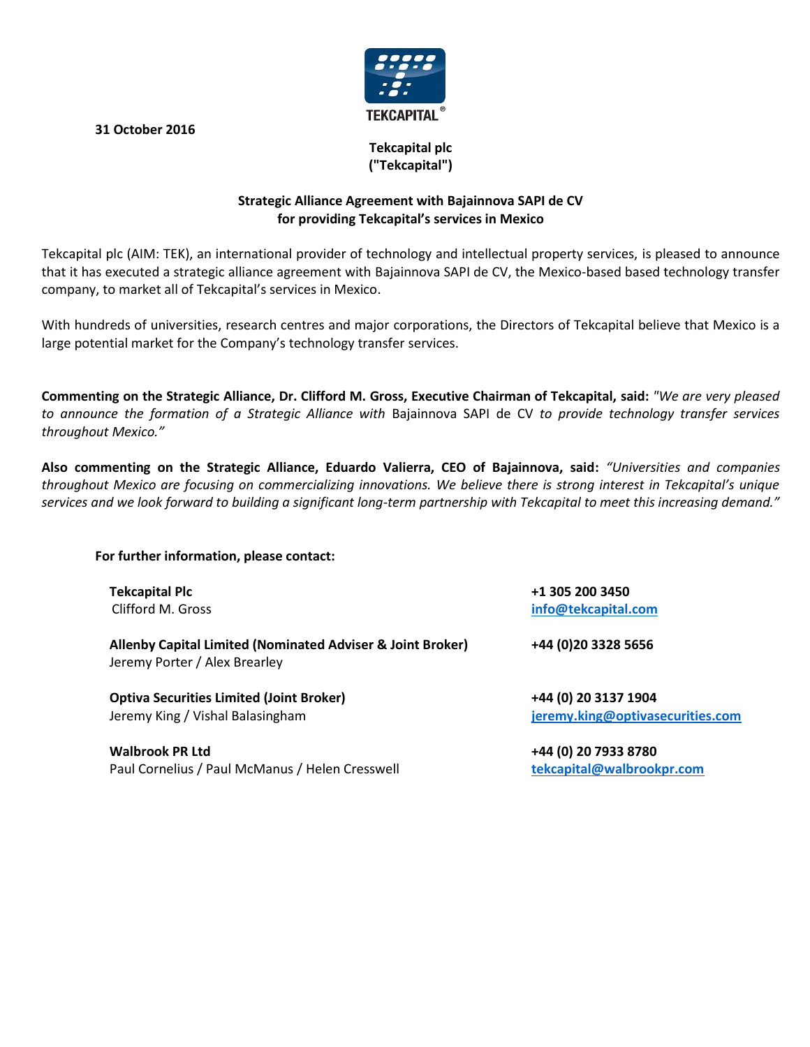TEKCAPITAL®

**31 October 2016**

**Tekcapital plc**
**("Tekcapital")**

**Strategic Alliance Agreement with Bajainnova SAPI de CV**
**for providing Tekcapital's services in Mexico**

Tekcapital plc (AIM: TEK), an international provider of technology and intellectual property services, is pleased to announce that it has executed a strategic alliance agreement with Bajainnova SAPI de CV, the Mexico-based based technology transfer company, to market all of Tekcapital's services in Mexico.

With hundreds of universities, research centres and major corporations, the Directors of Tekcapital believe that Mexico is a large potential market for the Company's technology transfer services.

**Commenting on the Strategic Alliance, Dr. Clifford M. Gross, Executive Chairman of Tekcapital, said:** *"We are very pleased to announce the formation of a Strategic Alliance with* Bajainnova SAPI de CV *to provide technology transfer services throughout Mexico."*

**Also commenting on the Strategic Alliance, Eduardo Valierra, CEO of Bajainnova, said:** *"Universities and companies throughout Mexico are focusing on commercializing innovations. We believe there is strong interest in Tekcapital's unique services and we look forward to building a significant long-term partnership with Tekcapital to meet this increasing demand."*

**For further information, please contact:**

| | |
|---|---|
| **Tekcapital Plc**<br>Clifford M. Gross | **+1 305 200 3450**<br>info@tekcapital.com |
| **Allenby Capital Limited (Nominated Adviser & Joint Broker)**<br>Jeremy Porter / Alex Brearley | **+44 (0)20 3328 5656** |
| **Optiva Securities Limited (Joint Broker)**<br>Jeremy King / Vishal Balasingham | **+44 (0) 20 3137 1904**<br>jeremy.king@optivasecurities.com |
| **Walbrook PR Ltd**<br>Paul Cornelius / Paul McManus / Helen Cresswell | **+44 (0) 20 7933 8780**<br>tekcapital@walbrookpr.com |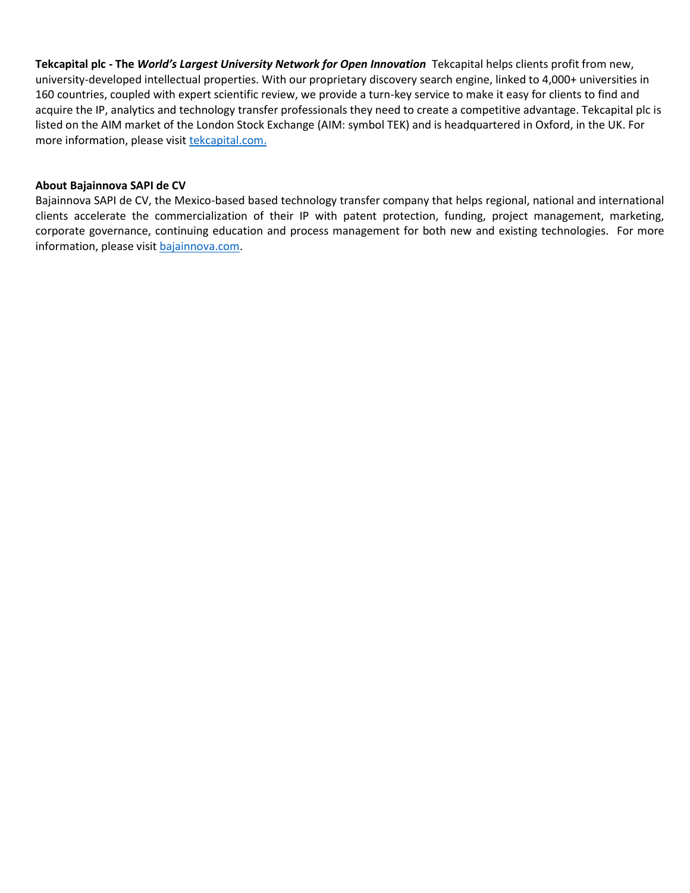**Tekcapital plc - The *World's Largest University Network for Open Innovation*** Tekcapital helps clients profit from new, university-developed intellectual properties. With our proprietary discovery search engine, linked to 4,000+ universities in 160 countries, coupled with expert scientific review, we provide a turn-key service to make it easy for clients to find and acquire the IP, analytics and technology transfer professionals they need to create a competitive advantage. Tekcapital plc is listed on the AIM market of the London Stock Exchange (AIM: symbol TEK) and is headquartered in Oxford, in the UK. For more information, please visit tekcapital.com.

**About Bajainnova SAPI de CV**

Bajainnova SAPI de CV, the Mexico-based based technology transfer company that helps regional, national and international clients accelerate the commercialization of their IP with patent protection, funding, project management, marketing, corporate governance, continuing education and process management for both new and existing technologies. For more information, please visit bajainnova.com.